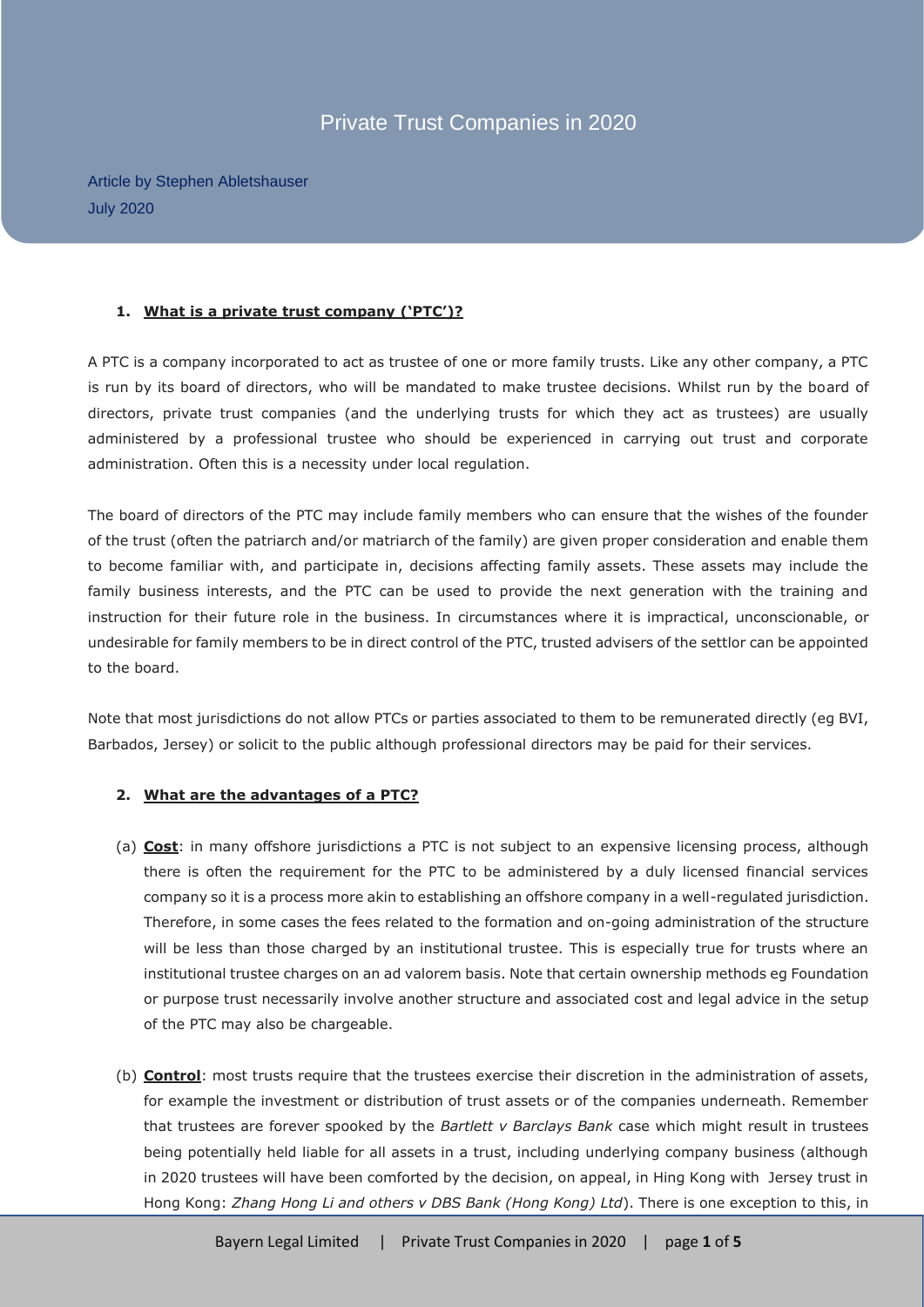# Private Trust Companies in 2020

Article by Stephen Abletshauser
July 2020

## 1. What is a private trust company ('PTC')?

A PTC is a company incorporated to act as trustee of one or more family trusts. Like any other company, a PTC is run by its board of directors, who will be mandated to make trustee decisions. Whilst run by the board of directors, private trust companies (and the underlying trusts for which they act as trustees) are usually administered by a professional trustee who should be experienced in carrying out trust and corporate administration. Often this is a necessity under local regulation.

The board of directors of the PTC may include family members who can ensure that the wishes of the founder of the trust (often the patriarch and/or matriarch of the family) are given proper consideration and enable them to become familiar with, and participate in, decisions affecting family assets. These assets may include the family business interests, and the PTC can be used to provide the next generation with the training and instruction for their future role in the business. In circumstances where it is impractical, unconscionable, or undesirable for family members to be in direct control of the PTC, trusted advisers of the settlor can be appointed to the board.

Note that most jurisdictions do not allow PTCs or parties associated to them to be remunerated directly (eg BVI, Barbados, Jersey) or solicit to the public although professional directors may be paid for their services.

## 2. What are the advantages of a PTC?

(a) **Cost**: in many offshore jurisdictions a PTC is not subject to an expensive licensing process, although there is often the requirement for the PTC to be administered by a duly licensed financial services company so it is a process more akin to establishing an offshore company in a well-regulated jurisdiction. Therefore, in some cases the fees related to the formation and on-going administration of the structure will be less than those charged by an institutional trustee. This is especially true for trusts where an institutional trustee charges on an ad valorem basis. Note that certain ownership methods eg Foundation or purpose trust necessarily involve another structure and associated cost and legal advice in the setup of the PTC may also be chargeable.

(b) **Control**: most trusts require that the trustees exercise their discretion in the administration of assets, for example the investment or distribution of trust assets or of the companies underneath. Remember that trustees are forever spooked by the *Bartlett v Barclays Bank* case which might result in trustees being potentially held liable for all assets in a trust, including underlying company business (although in 2020 trustees will have been comforted by the decision, on appeal, in Hing Kong with Jersey trust in Hong Kong: *Zhang Hong Li and others v DBS Bank (Hong Kong) Ltd*). There is one exception to this, in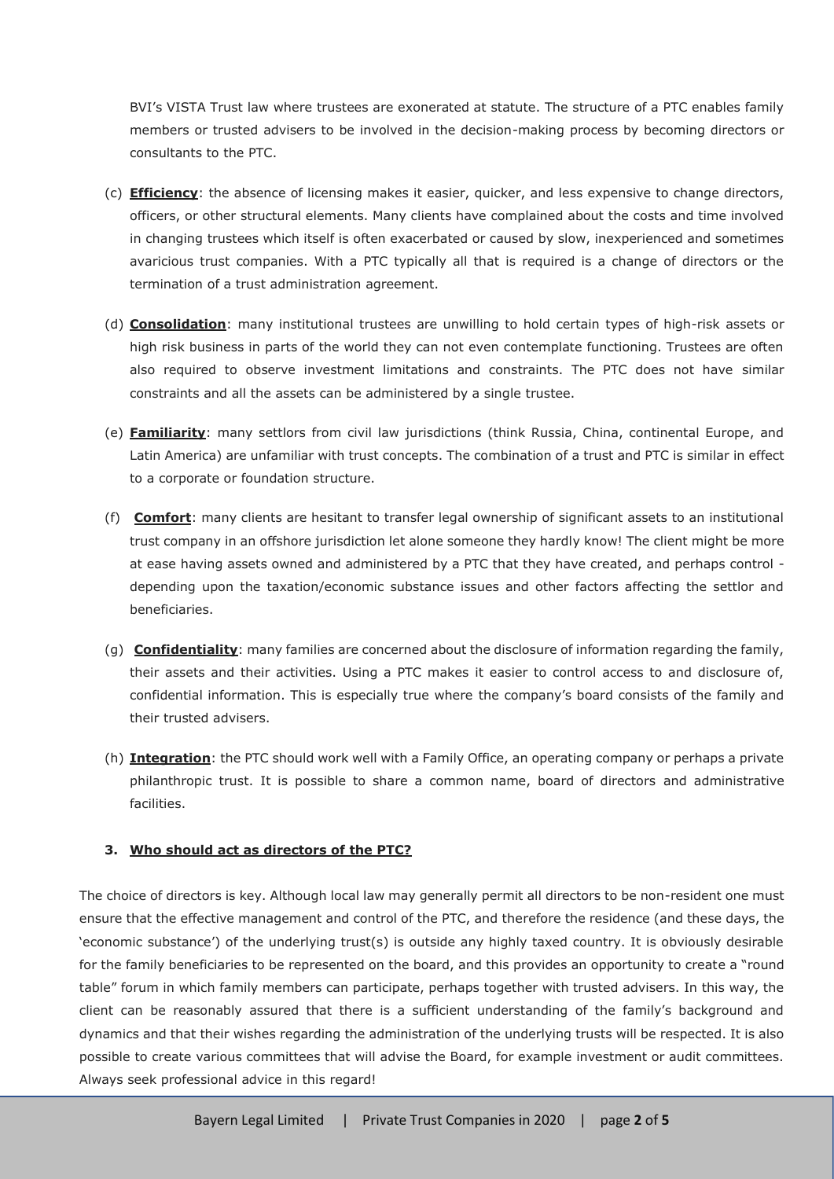BVI's VISTA Trust law where trustees are exonerated at statute. The structure of a PTC enables family members or trusted advisers to be involved in the decision-making process by becoming directors or consultants to the PTC.

(c) **Efficiency**: the absence of licensing makes it easier, quicker, and less expensive to change directors, officers, or other structural elements. Many clients have complained about the costs and time involved in changing trustees which itself is often exacerbated or caused by slow, inexperienced and sometimes avaricious trust companies. With a PTC typically all that is required is a change of directors or the termination of a trust administration agreement.

(d) **Consolidation**: many institutional trustees are unwilling to hold certain types of high-risk assets or high risk business in parts of the world they can not even contemplate functioning. Trustees are often also required to observe investment limitations and constraints. The PTC does not have similar constraints and all the assets can be administered by a single trustee.

(e) **Familiarity**: many settlors from civil law jurisdictions (think Russia, China, continental Europe, and Latin America) are unfamiliar with trust concepts. The combination of a trust and PTC is similar in effect to a corporate or foundation structure.

(f) **Comfort**: many clients are hesitant to transfer legal ownership of significant assets to an institutional trust company in an offshore jurisdiction let alone someone they hardly know! The client might be more at ease having assets owned and administered by a PTC that they have created, and perhaps control - depending upon the taxation/economic substance issues and other factors affecting the settlor and beneficiaries.

(g) **Confidentiality**: many families are concerned about the disclosure of information regarding the family, their assets and their activities. Using a PTC makes it easier to control access to and disclosure of, confidential information. This is especially true where the company's board consists of the family and their trusted advisers.

(h) **Integration**: the PTC should work well with a Family Office, an operating company or perhaps a private philanthropic trust. It is possible to share a common name, board of directors and administrative facilities.

### 3. Who should act as directors of the PTC?

The choice of directors is key. Although local law may generally permit all directors to be non-resident one must ensure that the effective management and control of the PTC, and therefore the residence (and these days, the 'economic substance') of the underlying trust(s) is outside any highly taxed country. It is obviously desirable for the family beneficiaries to be represented on the board, and this provides an opportunity to create a "round table" forum in which family members can participate, perhaps together with trusted advisers. In this way, the client can be reasonably assured that there is a sufficient understanding of the family's background and dynamics and that their wishes regarding the administration of the underlying trusts will be respected. It is also possible to create various committees that will advise the Board, for example investment or audit committees. Always seek professional advice in this regard!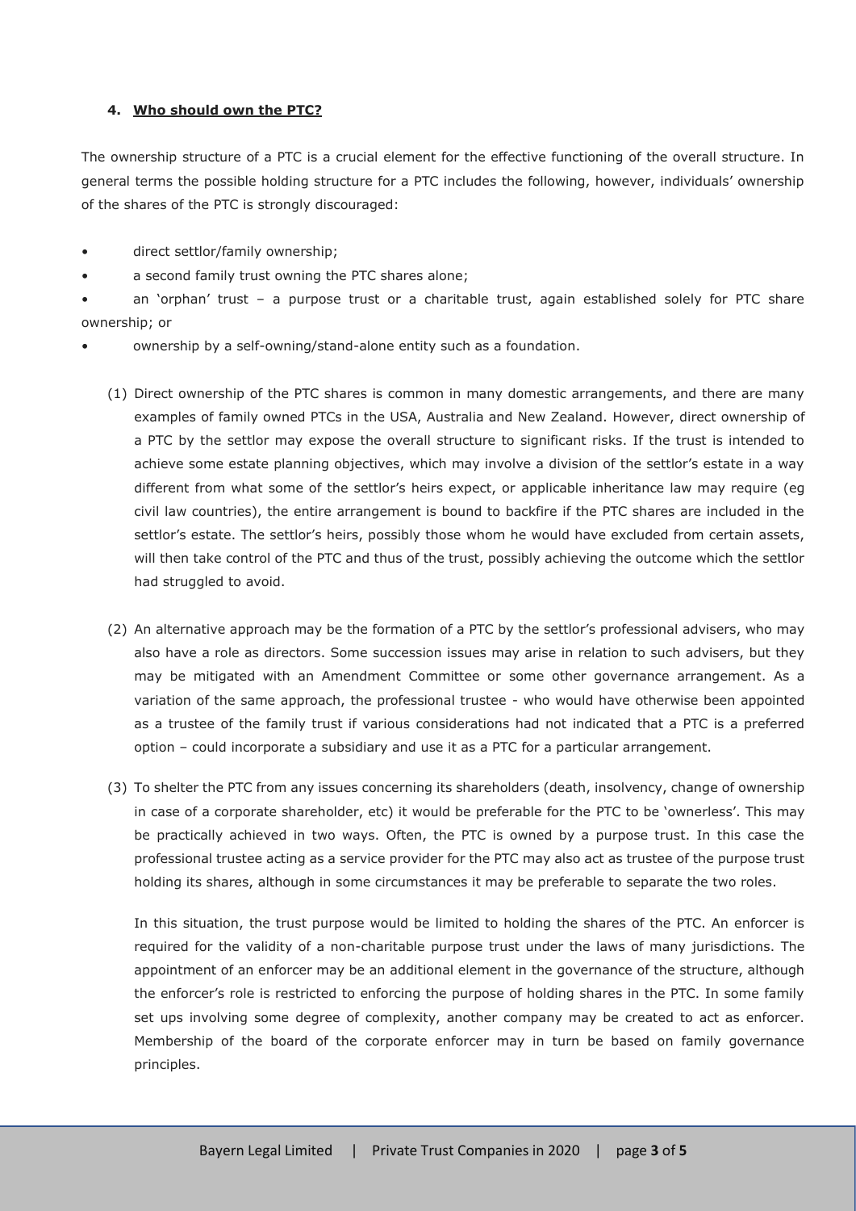### 4. **Who should own the PTC?**

The ownership structure of a PTC is a crucial element for the effective functioning of the overall structure. In general terms the possible holding structure for a PTC includes the following, however, individuals' ownership of the shares of the PTC is strongly discouraged:

- direct settlor/family ownership;
- a second family trust owning the PTC shares alone;
- an 'orphan' trust – a purpose trust or a charitable trust, again established solely for PTC share ownership; or
- ownership by a self-owning/stand-alone entity such as a foundation.

(1) Direct ownership of the PTC shares is common in many domestic arrangements, and there are many examples of family owned PTCs in the USA, Australia and New Zealand. However, direct ownership of a PTC by the settlor may expose the overall structure to significant risks. If the trust is intended to achieve some estate planning objectives, which may involve a division of the settlor's estate in a way different from what some of the settlor's heirs expect, or applicable inheritance law may require (eg civil law countries), the entire arrangement is bound to backfire if the PTC shares are included in the settlor's estate. The settlor's heirs, possibly those whom he would have excluded from certain assets, will then take control of the PTC and thus of the trust, possibly achieving the outcome which the settlor had struggled to avoid.

(2) An alternative approach may be the formation of a PTC by the settlor's professional advisers, who may also have a role as directors. Some succession issues may arise in relation to such advisers, but they may be mitigated with an Amendment Committee or some other governance arrangement. As a variation of the same approach, the professional trustee - who would have otherwise been appointed as a trustee of the family trust if various considerations had not indicated that a PTC is a preferred option – could incorporate a subsidiary and use it as a PTC for a particular arrangement.

(3) To shelter the PTC from any issues concerning its shareholders (death, insolvency, change of ownership in case of a corporate shareholder, etc) it would be preferable for the PTC to be 'ownerless'. This may be practically achieved in two ways. Often, the PTC is owned by a purpose trust. In this case the professional trustee acting as a service provider for the PTC may also act as trustee of the purpose trust holding its shares, although in some circumstances it may be preferable to separate the two roles.

In this situation, the trust purpose would be limited to holding the shares of the PTC. An enforcer is required for the validity of a non-charitable purpose trust under the laws of many jurisdictions. The appointment of an enforcer may be an additional element in the governance of the structure, although the enforcer's role is restricted to enforcing the purpose of holding shares in the PTC. In some family set ups involving some degree of complexity, another company may be created to act as enforcer. Membership of the board of the corporate enforcer may in turn be based on family governance principles.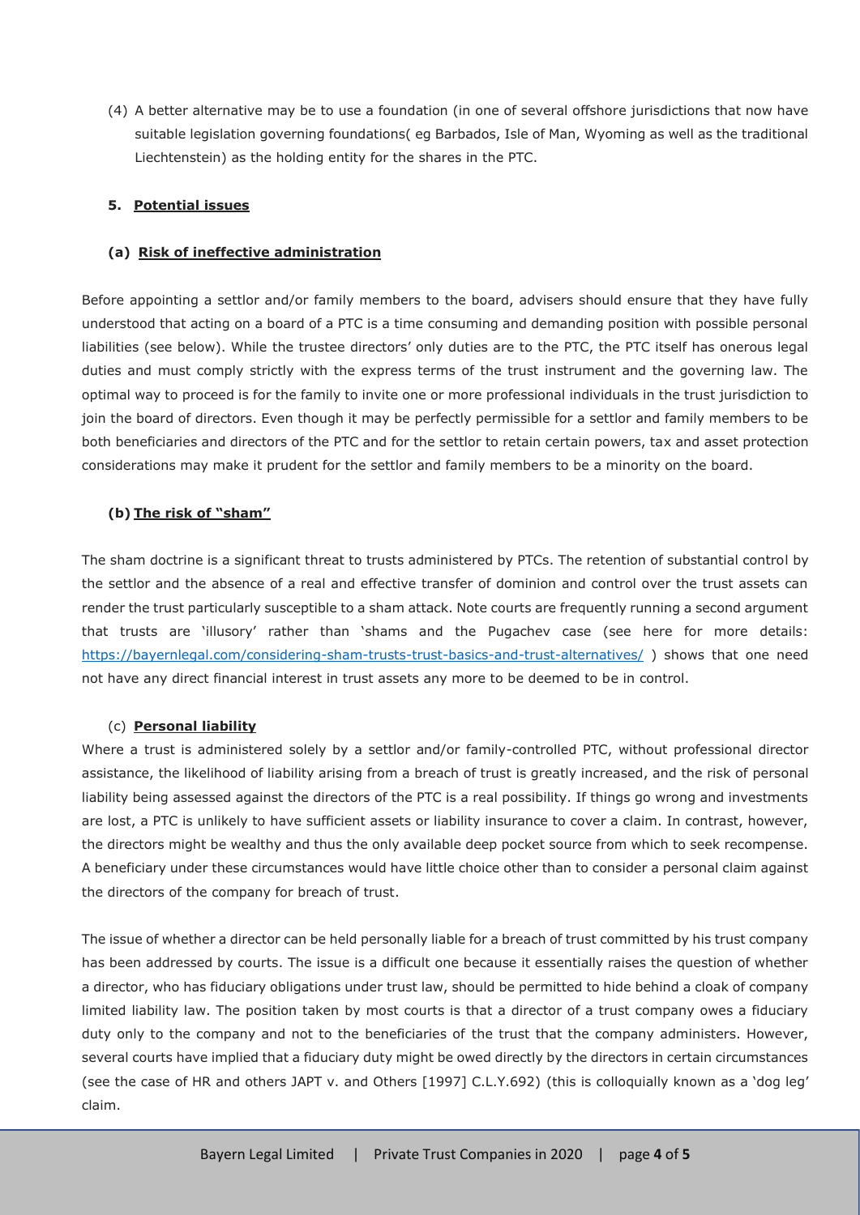(4) A better alternative may be to use a foundation (in one of several offshore jurisdictions that now have suitable legislation governing foundations( eg Barbados, Isle of Man, Wyoming as well as the traditional Liechtenstein) as the holding entity for the shares in the PTC.

## 5. Potential issues

### (a) Risk of ineffective administration

Before appointing a settlor and/or family members to the board, advisers should ensure that they have fully understood that acting on a board of a PTC is a time consuming and demanding position with possible personal liabilities (see below). While the trustee directors' only duties are to the PTC, the PTC itself has onerous legal duties and must comply strictly with the express terms of the trust instrument and the governing law. The optimal way to proceed is for the family to invite one or more professional individuals in the trust jurisdiction to join the board of directors. Even though it may be perfectly permissible for a settlor and family members to be both beneficiaries and directors of the PTC and for the settlor to retain certain powers, tax and asset protection considerations may make it prudent for the settlor and family members to be a minority on the board.

### (b) The risk of "sham"

The sham doctrine is a significant threat to trusts administered by PTCs. The retention of substantial control by the settlor and the absence of a real and effective transfer of dominion and control over the trust assets can render the trust particularly susceptible to a sham attack. Note courts are frequently running a second argument that trusts are 'illusory' rather than 'shams and the Pugachev case (see here for more details: https://bayernlegal.com/considering-sham-trusts-trust-basics-and-trust-alternatives/ ) shows that one need not have any direct financial interest in trust assets any more to be deemed to be in control.

### (c) Personal liability

Where a trust is administered solely by a settlor and/or family-controlled PTC, without professional director assistance, the likelihood of liability arising from a breach of trust is greatly increased, and the risk of personal liability being assessed against the directors of the PTC is a real possibility. If things go wrong and investments are lost, a PTC is unlikely to have sufficient assets or liability insurance to cover a claim. In contrast, however, the directors might be wealthy and thus the only available deep pocket source from which to seek recompense. A beneficiary under these circumstances would have little choice other than to consider a personal claim against the directors of the company for breach of trust.

The issue of whether a director can be held personally liable for a breach of trust committed by his trust company has been addressed by courts. The issue is a difficult one because it essentially raises the question of whether a director, who has fiduciary obligations under trust law, should be permitted to hide behind a cloak of company limited liability law. The position taken by most courts is that a director of a trust company owes a fiduciary duty only to the company and not to the beneficiaries of the trust that the company administers. However, several courts have implied that a fiduciary duty might be owed directly by the directors in certain circumstances (see the case of HR and others JAPT v. and Others [1997] C.L.Y.692) (this is colloquially known as a 'dog leg' claim.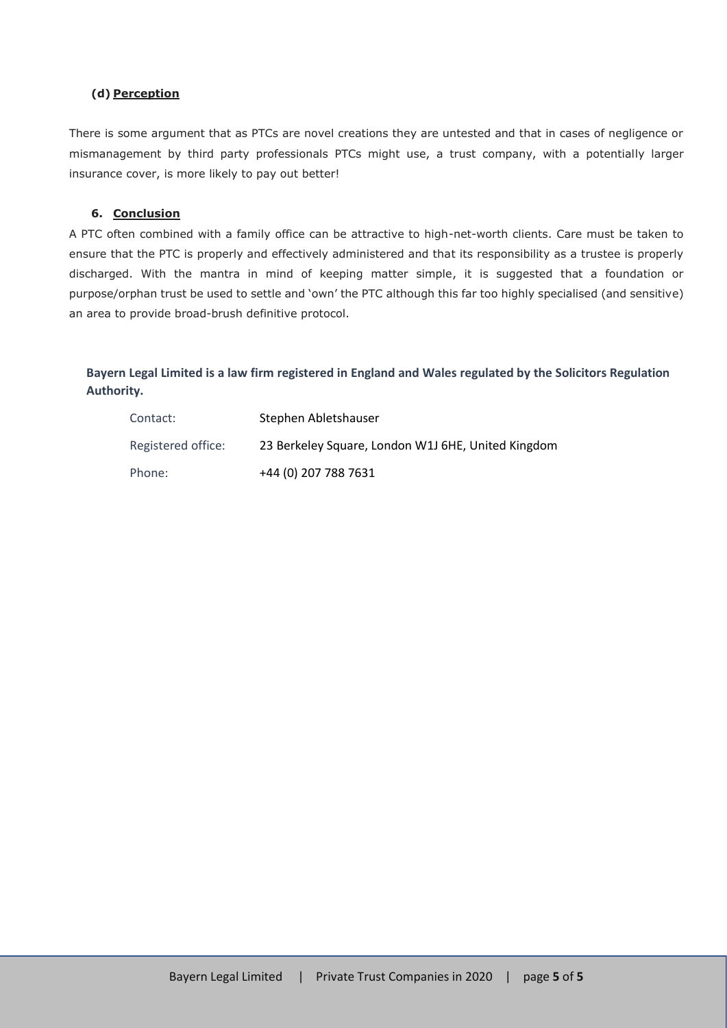### (d) Perception

There is some argument that as PTCs are novel creations they are untested and that in cases of negligence or mismanagement by third party professionals PTCs might use, a trust company, with a potentially larger insurance cover, is more likely to pay out better!

## 6. Conclusion

A PTC often combined with a family office can be attractive to high-net-worth clients. Care must be taken to ensure that the PTC is properly and effectively administered and that its responsibility as a trustee is properly discharged. With the mantra in mind of keeping matter simple, it is suggested that a foundation or purpose/orphan trust be used to settle and 'own' the PTC although this far too highly specialised (and sensitive) an area to provide broad-brush definitive protocol.

**Bayern Legal Limited is a law firm registered in England and Wales regulated by the Solicitors Regulation Authority.**

| | |
|---|---|
| Contact: | Stephen Abletshauser |
| Registered office: | 23 Berkeley Square, London W1J 6HE, United Kingdom |
| Phone: | +44 (0) 207 788 7631 |